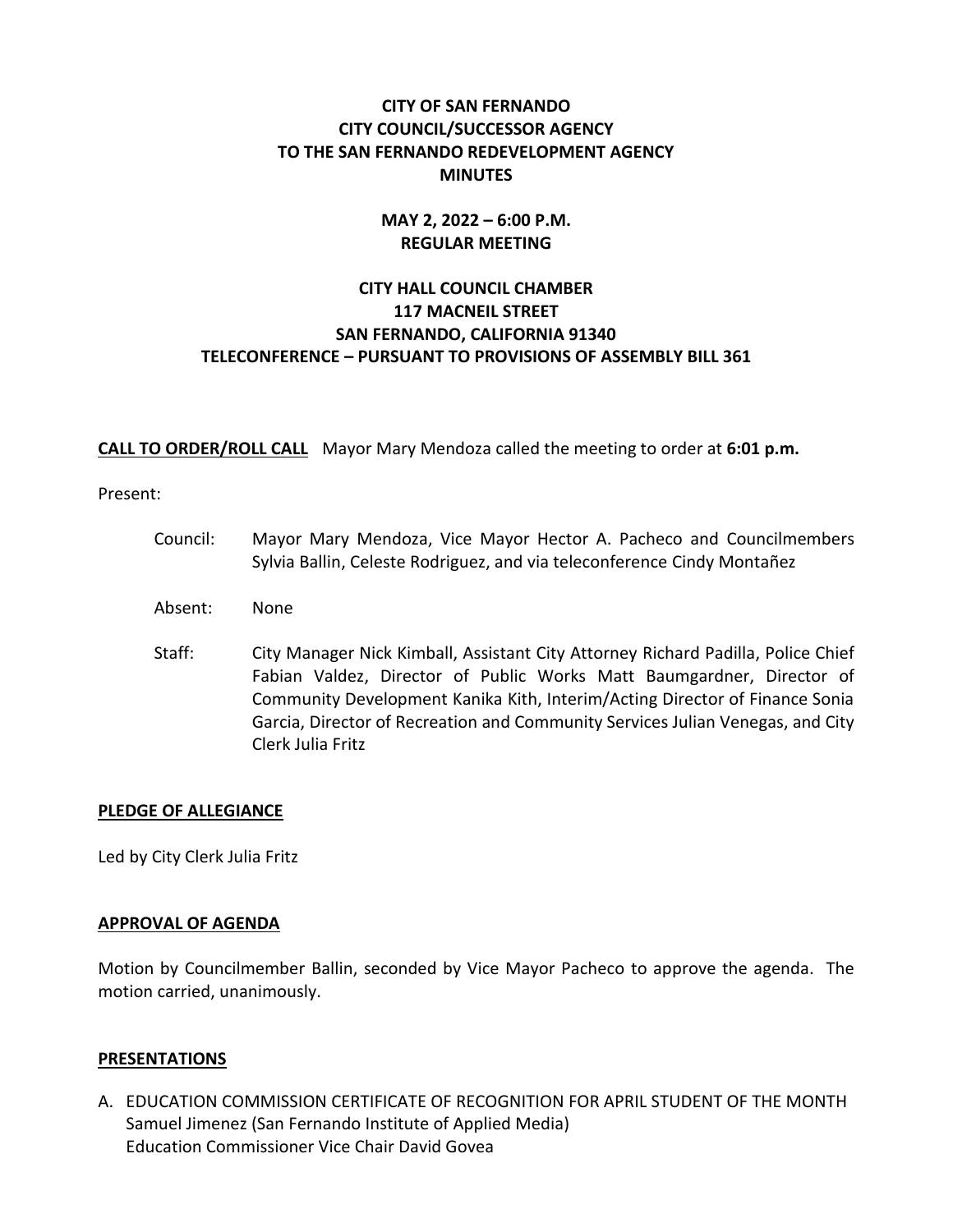# CITY OF SAN FERNANDO
# CITY COUNCIL/SUCCESSOR AGENCY
# TO THE SAN FERNANDO REDEVELOPMENT AGENCY
# MINUTES

**MAY 2, 2022 – 6:00 P.M.**
**REGULAR MEETING**

**CITY HALL COUNCIL CHAMBER**
**117 MACNEIL STREET**
**SAN FERNANDO, CALIFORNIA 91340**
**TELECONFERENCE – PURSUANT TO PROVISIONS OF ASSEMBLY BILL 361**

**CALL TO ORDER/ROLL CALL** Mayor Mary Mendoza called the meeting to order at **6:01 p.m.**

Present:

Council: Mayor Mary Mendoza, Vice Mayor Hector A. Pacheco and Councilmembers Sylvia Ballin, Celeste Rodriguez, and via teleconference Cindy Montañez

Absent: None

Staff: City Manager Nick Kimball, Assistant City Attorney Richard Padilla, Police Chief Fabian Valdez, Director of Public Works Matt Baumgardner, Director of Community Development Kanika Kith, Interim/Acting Director of Finance Sonia Garcia, Director of Recreation and Community Services Julian Venegas, and City Clerk Julia Fritz

## PLEDGE OF ALLEGIANCE

Led by City Clerk Julia Fritz

## APPROVAL OF AGENDA

Motion by Councilmember Ballin, seconded by Vice Mayor Pacheco to approve the agenda. The motion carried, unanimously.

## PRESENTATIONS

A. EDUCATION COMMISSION CERTIFICATE OF RECOGNITION FOR APRIL STUDENT OF THE MONTH
Samuel Jimenez (San Fernando Institute of Applied Media)
Education Commissioner Vice Chair David Govea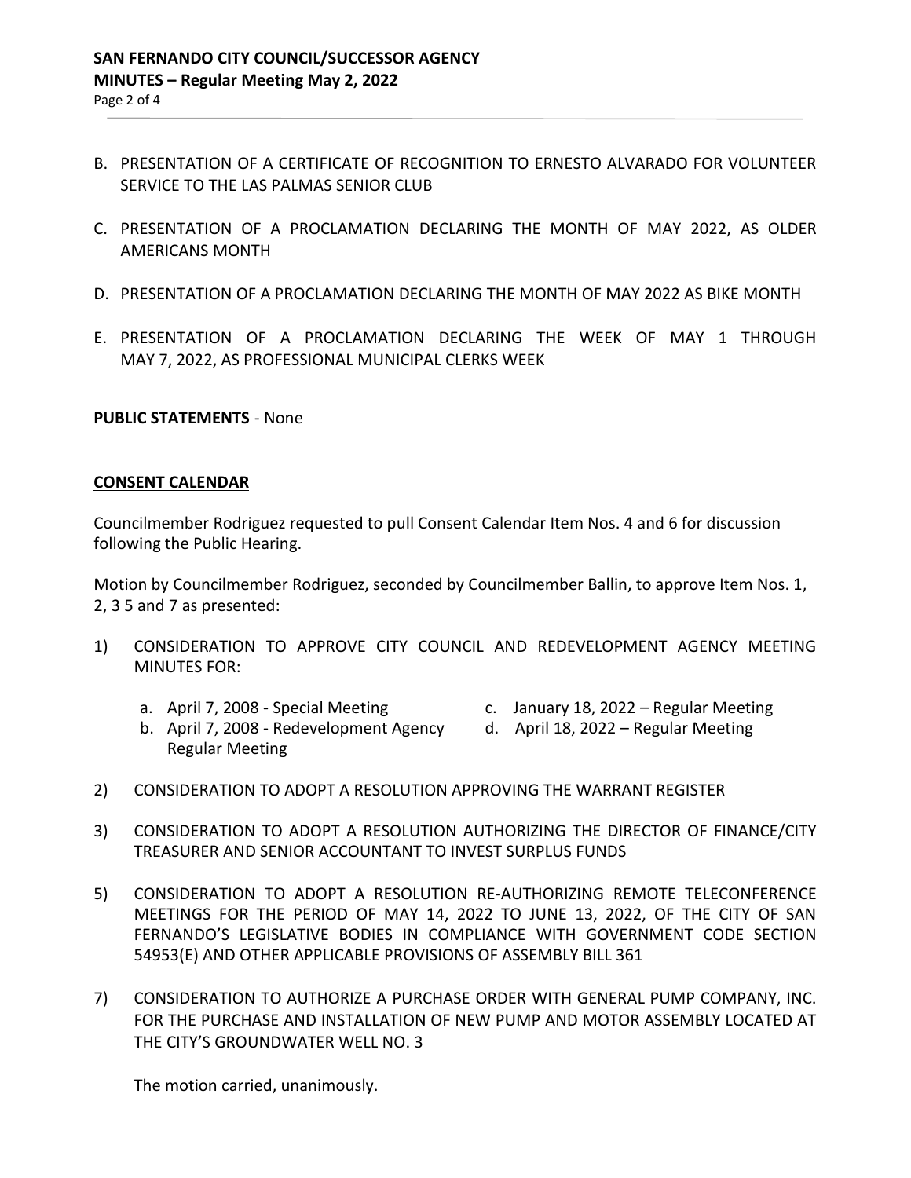B. PRESENTATION OF A CERTIFICATE OF RECOGNITION TO ERNESTO ALVARADO FOR VOLUNTEER SERVICE TO THE LAS PALMAS SENIOR CLUB

C. PRESENTATION OF A PROCLAMATION DECLARING THE MONTH OF MAY 2022, AS OLDER AMERICANS MONTH

D. PRESENTATION OF A PROCLAMATION DECLARING THE MONTH OF MAY 2022 AS BIKE MONTH

E. PRESENTATION OF A PROCLAMATION DECLARING THE WEEK OF MAY 1 THROUGH MAY 7, 2022, AS PROFESSIONAL MUNICIPAL CLERKS WEEK

**PUBLIC STATEMENTS** - None

**CONSENT CALENDAR**

Councilmember Rodriguez requested to pull Consent Calendar Item Nos. 4 and 6 for discussion following the Public Hearing.

Motion by Councilmember Rodriguez, seconded by Councilmember Ballin, to approve Item Nos. 1, 2, 3 5 and 7 as presented:

1) CONSIDERATION TO APPROVE CITY COUNCIL AND REDEVELOPMENT AGENCY MEETING MINUTES FOR:

   a. April 7, 2008 - Special Meeting
   b. April 7, 2008 - Redevelopment Agency Regular Meeting
   c. January 18, 2022 – Regular Meeting
   d. April 18, 2022 – Regular Meeting

2) CONSIDERATION TO ADOPT A RESOLUTION APPROVING THE WARRANT REGISTER

3) CONSIDERATION TO ADOPT A RESOLUTION AUTHORIZING THE DIRECTOR OF FINANCE/CITY TREASURER AND SENIOR ACCOUNTANT TO INVEST SURPLUS FUNDS

5) CONSIDERATION TO ADOPT A RESOLUTION RE-AUTHORIZING REMOTE TELECONFERENCE MEETINGS FOR THE PERIOD OF MAY 14, 2022 TO JUNE 13, 2022, OF THE CITY OF SAN FERNANDO'S LEGISLATIVE BODIES IN COMPLIANCE WITH GOVERNMENT CODE SECTION 54953(E) AND OTHER APPLICABLE PROVISIONS OF ASSEMBLY BILL 361

7) CONSIDERATION TO AUTHORIZE A PURCHASE ORDER WITH GENERAL PUMP COMPANY, INC. FOR THE PURCHASE AND INSTALLATION OF NEW PUMP AND MOTOR ASSEMBLY LOCATED AT THE CITY'S GROUNDWATER WELL NO. 3

   The motion carried, unanimously.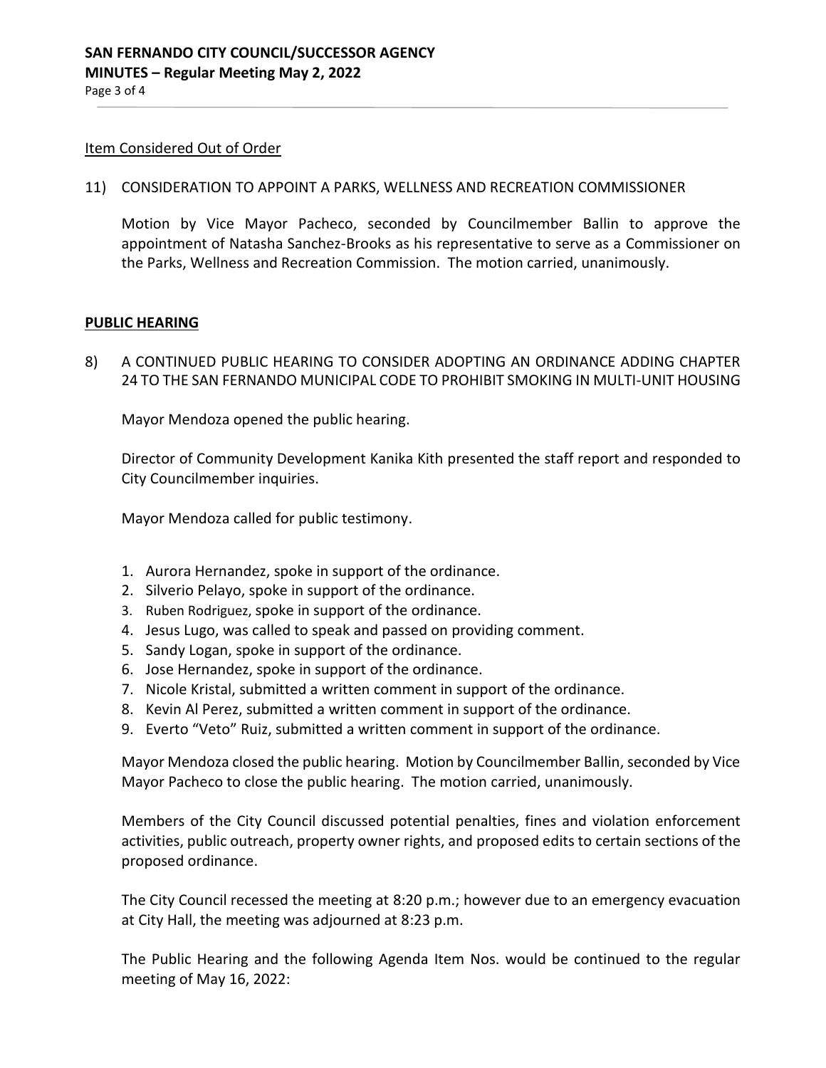Item Considered Out of Order

11) CONSIDERATION TO APPOINT A PARKS, WELLNESS AND RECREATION COMMISSIONER

Motion by Vice Mayor Pacheco, seconded by Councilmember Ballin to approve the appointment of Natasha Sanchez-Brooks as his representative to serve as a Commissioner on the Parks, Wellness and Recreation Commission. The motion carried, unanimously.

**PUBLIC HEARING**

8) A CONTINUED PUBLIC HEARING TO CONSIDER ADOPTING AN ORDINANCE ADDING CHAPTER 24 TO THE SAN FERNANDO MUNICIPAL CODE TO PROHIBIT SMOKING IN MULTI-UNIT HOUSING

Mayor Mendoza opened the public hearing.

Director of Community Development Kanika Kith presented the staff report and responded to City Councilmember inquiries.

Mayor Mendoza called for public testimony.

1. Aurora Hernandez, spoke in support of the ordinance.
2. Silverio Pelayo, spoke in support of the ordinance.
3. Ruben Rodriguez, spoke in support of the ordinance.
4. Jesus Lugo, was called to speak and passed on providing comment.
5. Sandy Logan, spoke in support of the ordinance.
6. Jose Hernandez, spoke in support of the ordinance.
7. Nicole Kristal, submitted a written comment in support of the ordinance.
8. Kevin Al Perez, submitted a written comment in support of the ordinance.
9. Everto "Veto" Ruiz, submitted a written comment in support of the ordinance.

Mayor Mendoza closed the public hearing. Motion by Councilmember Ballin, seconded by Vice Mayor Pacheco to close the public hearing. The motion carried, unanimously.

Members of the City Council discussed potential penalties, fines and violation enforcement activities, public outreach, property owner rights, and proposed edits to certain sections of the proposed ordinance.

The City Council recessed the meeting at 8:20 p.m.; however due to an emergency evacuation at City Hall, the meeting was adjourned at 8:23 p.m.

The Public Hearing and the following Agenda Item Nos. would be continued to the regular meeting of May 16, 2022: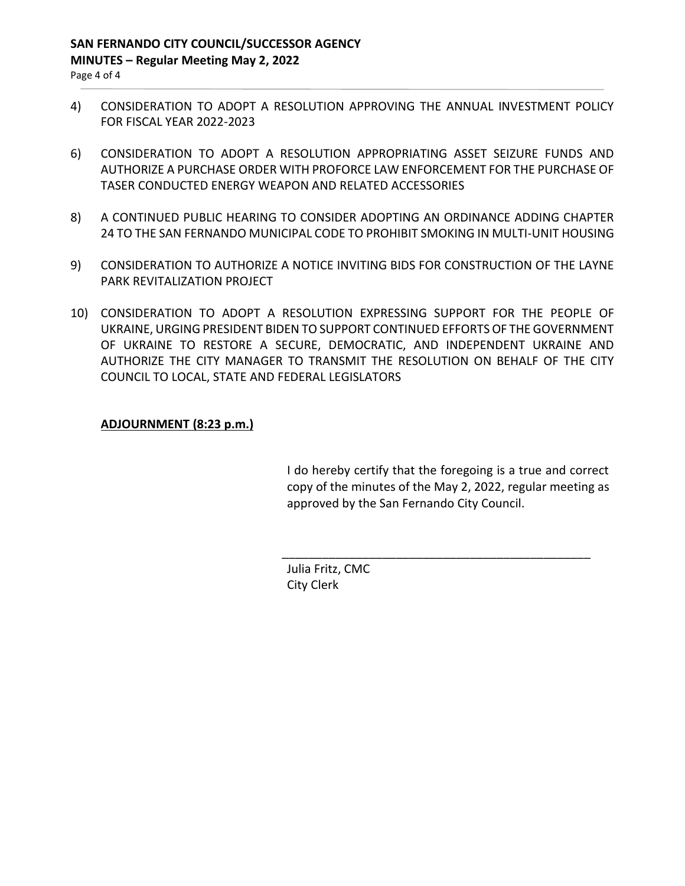4) CONSIDERATION TO ADOPT A RESOLUTION APPROVING THE ANNUAL INVESTMENT POLICY FOR FISCAL YEAR 2022-2023

6) CONSIDERATION TO ADOPT A RESOLUTION APPROPRIATING ASSET SEIZURE FUNDS AND AUTHORIZE A PURCHASE ORDER WITH PROFORCE LAW ENFORCEMENT FOR THE PURCHASE OF TASER CONDUCTED ENERGY WEAPON AND RELATED ACCESSORIES

8) A CONTINUED PUBLIC HEARING TO CONSIDER ADOPTING AN ORDINANCE ADDING CHAPTER 24 TO THE SAN FERNANDO MUNICIPAL CODE TO PROHIBIT SMOKING IN MULTI-UNIT HOUSING

9) CONSIDERATION TO AUTHORIZE A NOTICE INVITING BIDS FOR CONSTRUCTION OF THE LAYNE PARK REVITALIZATION PROJECT

10) CONSIDERATION TO ADOPT A RESOLUTION EXPRESSING SUPPORT FOR THE PEOPLE OF UKRAINE, URGING PRESIDENT BIDEN TO SUPPORT CONTINUED EFFORTS OF THE GOVERNMENT OF UKRAINE TO RESTORE A SECURE, DEMOCRATIC, AND INDEPENDENT UKRAINE AND AUTHORIZE THE CITY MANAGER TO TRANSMIT THE RESOLUTION ON BEHALF OF THE CITY COUNCIL TO LOCAL, STATE AND FEDERAL LEGISLATORS

**ADJOURNMENT (8:23 p.m.)**

I do hereby certify that the foregoing is a true and correct copy of the minutes of the May 2, 2022, regular meeting as approved by the San Fernando City Council.

\_\_\_\_\_\_\_\_\_\_\_\_\_\_\_\_\_\_\_\_\_\_\_\_\_\_\_\_\_\_\_\_\_\_\_\_\_\_\_\_\_\_\_\_\_\_

Julia Fritz, CMC
City Clerk